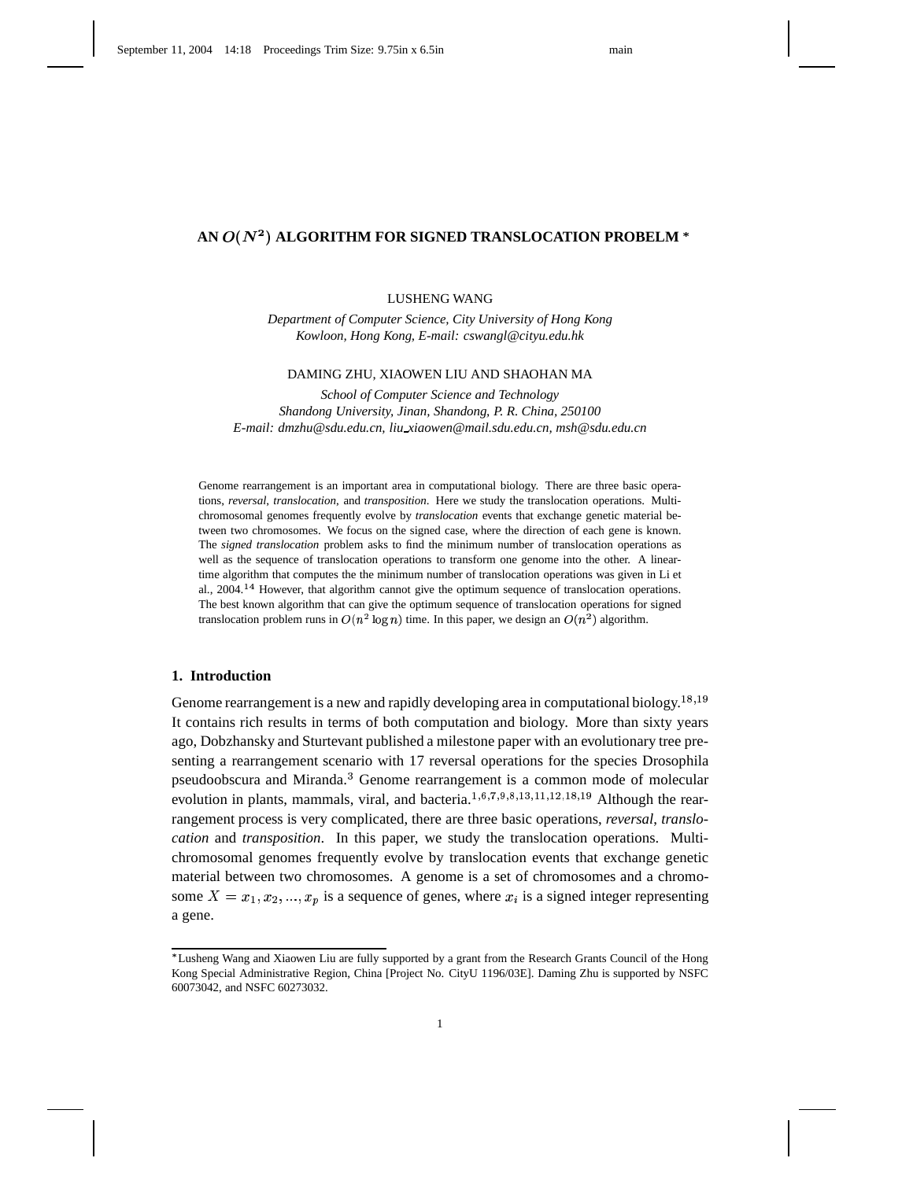# AN $O(N^2)$ ALGORITHM FOR SIGNED TRANSLOCATION PROBELM *

LUSHENG WANG

*Department of Computer Science, City University of Hong Kong*
*Kowloon, Hong Kong, E-mail: cswangl@cityu.edu.hk*

DAMING ZHU, XIAOWEN LIU AND SHAOHAN MA

*School of Computer Science and Technology*
*Shandong University, Jinan, Shandong, P. R. China, 250100*
*E-mail: dmzhu@sdu.edu.cn, liu_xiaowen@mail.sdu.edu.cn, msh@sdu.edu.cn*

Genome rearrangement is an important area in computational biology. There are three basic operations, *reversal*, *translocation*, and *transposition*. Here we study the translocation operations. Multi-chromosomal genomes frequently evolve by *translocation* events that exchange genetic material between two chromosomes. We focus on the signed case, where the direction of each gene is known. The *signed translocation* problem asks to find the minimum number of translocation operations as well as the sequence of translocation operations to transform one genome into the other. A linear-time algorithm that computes the the minimum number of translocation operations was given in Li et al., 2004.[14] However, that algorithm cannot give the optimum sequence of translocation operations. The best known algorithm that can give the optimum sequence of translocation operations for signed translocation problem runs in $O(n^2 \log n)$ time. In this paper, we design an $O(n^2)$ algorithm.

## 1. Introduction

Genome rearrangement is a new and rapidly developing area in computational biology.[18,19] It contains rich results in terms of both computation and biology. More than sixty years ago, Dobzhansky and Sturtevant published a milestone paper with an evolutionary tree presenting a rearrangement scenario with 17 reversal operations for the species Drosophila pseudoobscura and Miranda.[3] Genome rearrangement is a common mode of molecular evolution in plants, mammals, viral, and bacteria.[1,6,7,9,8,13,11,12,18,19] Although the rearrangement process is very complicated, there are three basic operations, *reversal*, *translocation* and *transposition*. In this paper, we study the translocation operations. Multi-chromosomal genomes frequently evolve by translocation events that exchange genetic material between two chromosomes. A genome is a set of chromosomes and a chromosome $X = x_1, x_2, ..., x_p$ is a sequence of genes, where $x_i$ is a signed integer representing a gene.

---

*Lusheng Wang and Xiaowen Liu are fully supported by a grant from the Research Grants Council of the Hong Kong Special Administrative Region, China [Project No. CityU 1196/03E]. Daming Zhu is supported by NSFC 60073042, and NSFC 60273032.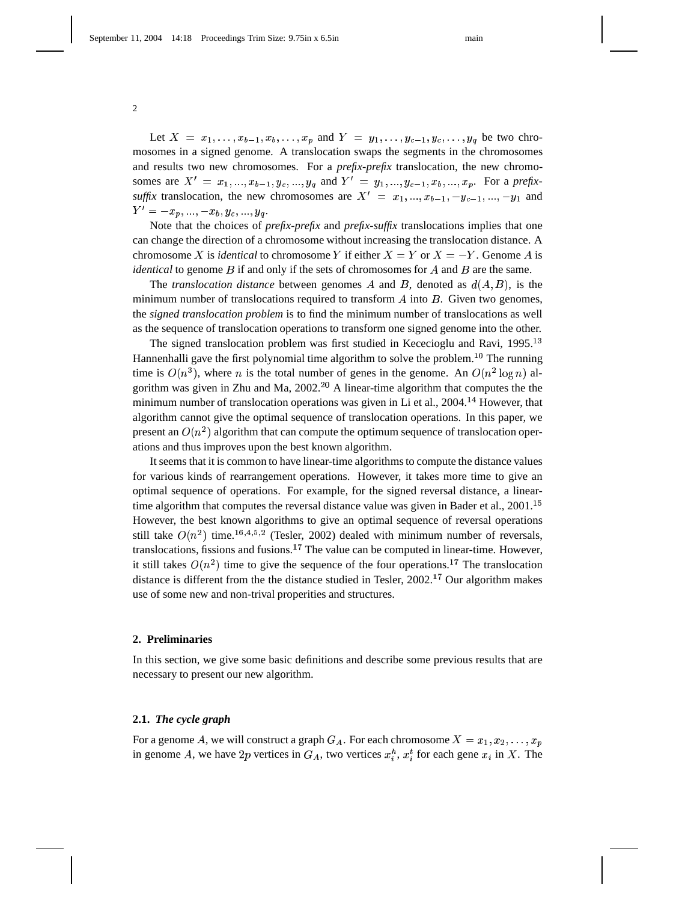Let $X = x_1, \ldots, x_{b-1}, x_b, \ldots, x_p$ and $Y = y_1, \ldots, y_{c-1}, y_c, \ldots, y_q$ be two chromosomes in a signed genome. A translocation swaps the segments in the chromosomes and results two new chromosomes. For a *prefix-prefix* translocation, the new chromosomes are $X' = x_1, ..., x_{b-1}, y_c, ..., y_q$ and $Y' = y_1, ..., y_{c-1}, x_b, ..., x_p$. For a *prefix-suffix* translocation, the new chromosomes are $X' = x_1, ..., x_{b-1}, -y_{c-1}, ..., -y_1$ and $Y' = -x_p, ..., -x_b, y_c, ..., y_q$.

Note that the choices of *prefix-prefix* and *prefix-suffix* translocations implies that one can change the direction of a chromosome without increasing the translocation distance. A chromosome $X$ is *identical* to chromosome $Y$ if either $X = Y$ or $X = -Y$. Genome $A$ is *identical* to genome $B$ if and only if the sets of chromosomes for $A$ and $B$ are the same.

The *translocation distance* between genomes $A$ and $B$, denoted as $d(A, B)$, is the minimum number of translocations required to transform $A$ into $B$. Given two genomes, the *signed translocation problem* is to find the minimum number of translocations as well as the sequence of translocation operations to transform one signed genome into the other.

The signed translocation problem was first studied in Kececioglu and Ravi, 1995.[13] Hannenhalli gave the first polynomial time algorithm to solve the problem.[10] The running time is $O(n^3)$, where $n$ is the total number of genes in the genome. An $O(n^2 \log n)$ algorithm was given in Zhu and Ma, 2002.[20] A linear-time algorithm that computes the the minimum number of translocation operations was given in Li et al., 2004.[14] However, that algorithm cannot give the optimal sequence of translocation operations. In this paper, we present an $O(n^2)$ algorithm that can compute the optimum sequence of translocation operations and thus improves upon the best known algorithm.

It seems that it is common to have linear-time algorithms to compute the distance values for various kinds of rearrangement operations. However, it takes more time to give an optimal sequence of operations. For example, for the signed reversal distance, a linear-time algorithm that computes the reversal distance value was given in Bader et al., 2001.[15] However, the best known algorithms to give an optimal sequence of reversal operations still take $O(n^2)$ time.[16,4,5,2] (Tesler, 2002) dealed with minimum number of reversals, translocations, fissions and fusions.[17] The value can be computed in linear-time. However, it still takes $O(n^2)$ time to give the sequence of the four operations.[17] The translocation distance is different from the the distance studied in Tesler, 2002.[17] Our algorithm makes use of some new and non-trival properities and structures.

## 2. Preliminaries

In this section, we give some basic definitions and describe some previous results that are necessary to present our new algorithm.

### 2.1. *The cycle graph*

For a genome $A$, we will construct a graph $G_A$. For each chromosome $X = x_1, x_2, \ldots, x_p$ in genome $A$, we have $2p$ vertices in $G_A$, two vertices $x_i^h$, $x_i^t$ for each gene $x_i$ in $X$. The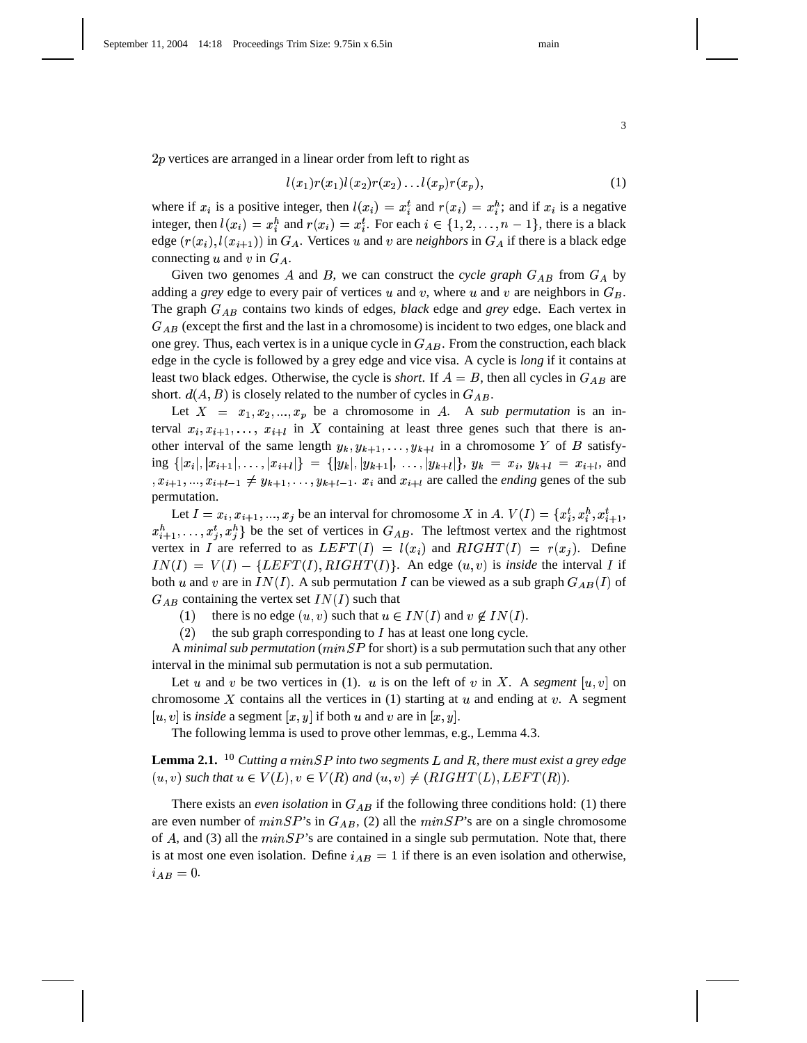$2p$ vertices are arranged in a linear order from left to right as

$$l(x_1)r(x_1)l(x_2)r(x_2)\ldots l(x_p)r(x_p), \tag{1}$$

where if $x_i$ is a positive integer, then $l(x_i) = x_i^t$ and $r(x_i) = x_i^h$; and if $x_i$ is a negative integer, then $l(x_i) = x_i^h$ and $r(x_i) = x_i^t$. For each $i \in \{1, 2, \ldots, n-1\}$, there is a black edge $(r(x_i), l(x_{i+1}))$ in $G_A$. Vertices $u$ and $v$ are *neighbors* in $G_A$ if there is a black edge connecting $u$ and $v$ in $G_A$.

Given two genomes $A$ and $B$, we can construct the *cycle graph* $G_{AB}$ from $G_A$ by adding a *grey* edge to every pair of vertices $u$ and $v$, where $u$ and $v$ are neighbors in $G_B$. The graph $G_{AB}$ contains two kinds of edges, *black* edge and *grey* edge. Each vertex in $G_{AB}$ (except the first and the last in a chromosome) is incident to two edges, one black and one grey. Thus, each vertex is in a unique cycle in $G_{AB}$. From the construction, each black edge in the cycle is followed by a grey edge and vice visa. A cycle is *long* if it contains at least two black edges. Otherwise, the cycle is *short*. If $A = B$, then all cycles in $G_{AB}$ are short. $d(A, B)$ is closely related to the number of cycles in $G_{AB}$.

Let $X = x_1, x_2, ..., x_p$ be a chromosome in $A$. A *sub permutation* is an interval $x_i, x_{i+1}, \ldots, x_{i+l}$ in $X$ containing at least three genes such that there is another interval of the same length $y_k, y_{k+1}, \ldots, y_{k+l}$ in a chromosome $Y$ of $B$ satisfying $\{|x_i|, |x_{i+1}|, \ldots, |x_{i+l}|\} = \{|y_k|, |y_{k+1}|, \ldots, |y_{k+l}|\}$, $y_k = x_i$, $y_{k+l} = x_{i+l}$, and $, x_{i+1}, ..., x_{i+l-1} \neq y_{k+1}, \ldots, y_{k+l-1}$. $x_i$ and $x_{i+l}$ are called the *ending* genes of the sub permutation.

Let $I = x_i, x_{i+1}, ..., x_j$ be an interval for chromosome $X$ in $A$. $V(I) = \{x_i^t, x_i^h, x_{i+1}^t, x_{i+1}^h, \ldots, x_j^t, x_j^h\}$ be the set of vertices in $G_{AB}$. The leftmost vertex and the rightmost vertex in $I$ are referred to as $LEFT(I) = l(x_i)$ and $RIGHT(I) = r(x_j)$. Define $IN(I) = V(I) - \{LEFT(I), RIGHT(I)\}$. An edge $(u, v)$ is *inside* the interval $I$ if both $u$ and $v$ are in $IN(I)$. A sub permutation $I$ can be viewed as a sub graph $G_{AB}(I)$ of $G_{AB}$ containing the vertex set $IN(I)$ such that

(1) there is no edge $(u, v)$ such that $u \in IN(I)$ and $v \notin IN(I)$.

(2) the sub graph corresponding to $I$ has at least one long cycle.

A *minimal sub permutation* ($minSP$ for short) is a sub permutation such that any other interval in the minimal sub permutation is not a sub permutation.

Let $u$ and $v$ be two vertices in (1). $u$ is on the left of $v$ in $X$. A *segment* $[u, v]$ on chromosome $X$ contains all the vertices in (1) starting at $u$ and ending at $v$. A segment $[u, v]$ is *inside* a segment $[x, y]$ if both $u$ and $v$ are in $[x, y]$.

The following lemma is used to prove other lemmas, e.g., Lemma 4.3.

**Lemma 2.1.** [10] *Cutting a $minSP$ into two segments $L$ and $R$, there must exist a grey edge $(u, v)$ such that $u \in V(L), v \in V(R)$ and $(u, v) \neq (RIGHT(L), LEFT(R))$.*

There exists an *even isolation* in $G_{AB}$ if the following three conditions hold: (1) there are even number of $minSP$'s in $G_{AB}$, (2) all the $minSP$'s are on a single chromosome of $A$, and (3) all the $minSP$'s are contained in a single sub permutation. Note that, there is at most one even isolation. Define $i_{AB} = 1$ if there is an even isolation and otherwise, $i_{AB} = 0$.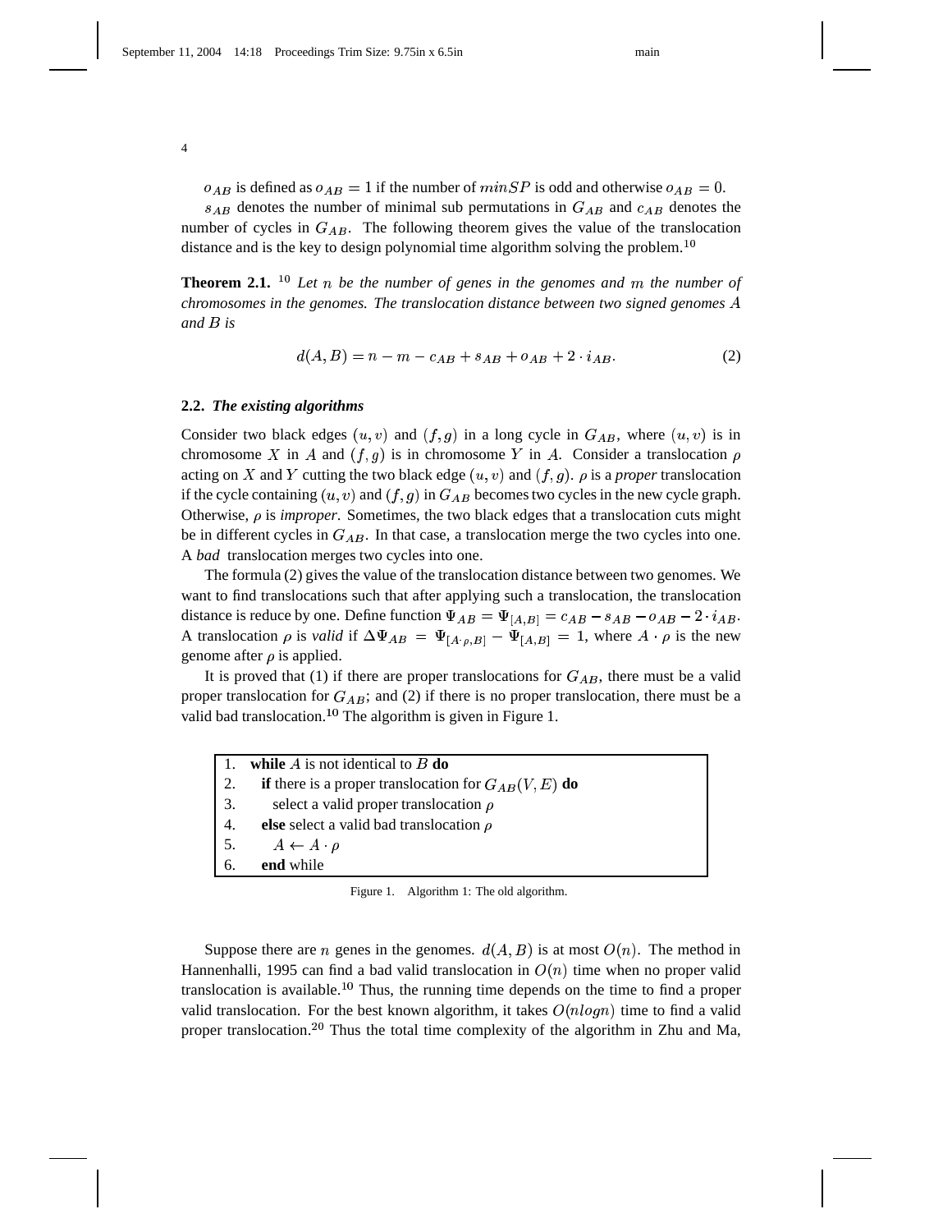$o_{AB}$ is defined as $o_{AB} = 1$ if the number of $minSP$ is odd and otherwise $o_{AB} = 0$.

$s_{AB}$ denotes the number of minimal sub permutations in $G_{AB}$ and $c_{AB}$ denotes the number of cycles in $G_{AB}$. The following theorem gives the value of the translocation distance and is the key to design polynomial time algorithm solving the problem.[10]

**Theorem 2.1.** [10] *Let $n$ be the number of genes in the genomes and $m$ the number of chromosomes in the genomes. The translocation distance between two signed genomes $A$ and $B$ is*

$$d(A, B) = n - m - c_{AB} + s_{AB} + o_{AB} + 2 \cdot i_{AB}. \tag{2}$$

### 2.2. *The existing algorithms*

Consider two black edges $(u, v)$ and $(f, g)$ in a long cycle in $G_{AB}$, where $(u, v)$ is in chromosome $X$ in $A$ and $(f, g)$ is in chromosome $Y$ in $A$. Consider a translocation $\rho$ acting on $X$ and $Y$ cutting the two black edge $(u, v)$ and $(f, g)$. $\rho$ is a *proper* translocation if the cycle containing $(u, v)$ and $(f, g)$ in $G_{AB}$ becomes two cycles in the new cycle graph. Otherwise, $\rho$ is *improper*. Sometimes, the two black edges that a translocation cuts might be in different cycles in $G_{AB}$. In that case, a translocation merge the two cycles into one. A *bad* translocation merges two cycles into one.

The formula (2) gives the value of the translocation distance between two genomes. We want to find translocations such that after applying such a translocation, the translocation distance is reduce by one. Define function $\Psi_{AB} = \Psi_{[A,B]} = c_{AB} - s_{AB} - o_{AB} - 2 \cdot i_{AB}$. A translocation $\rho$ is *valid* if $\Delta\Psi_{AB} = \Psi_{[A\cdot\rho,B]} - \Psi_{[A,B]} = 1$, where $A \cdot \rho$ is the new genome after $\rho$ is applied.

It is proved that (1) if there are proper translocations for $G_{AB}$, there must be a valid proper translocation for $G_{AB}$; and (2) if there is no proper translocation, there must be a valid bad translocation.[10] The algorithm is given in Figure 1.

```
1.  while A is not identical to B do
2.    if there is a proper translocation for G_AB(V, E) do
3.      select a valid proper translocation ρ
4.    else select a valid bad translocation ρ
5.      A ← A · ρ
6.    end while
```

Figure 1. Algorithm 1: The old algorithm.

Suppose there are $n$ genes in the genomes. $d(A, B)$ is at most $O(n)$. The method in Hannenhalli, 1995 can find a bad valid translocation in $O(n)$ time when no proper valid translocation is available.[10] Thus, the running time depends on the time to find a proper valid translocation. For the best known algorithm, it takes $O(nlogn)$ time to find a valid proper translocation.[20] Thus the total time complexity of the algorithm in Zhu and Ma,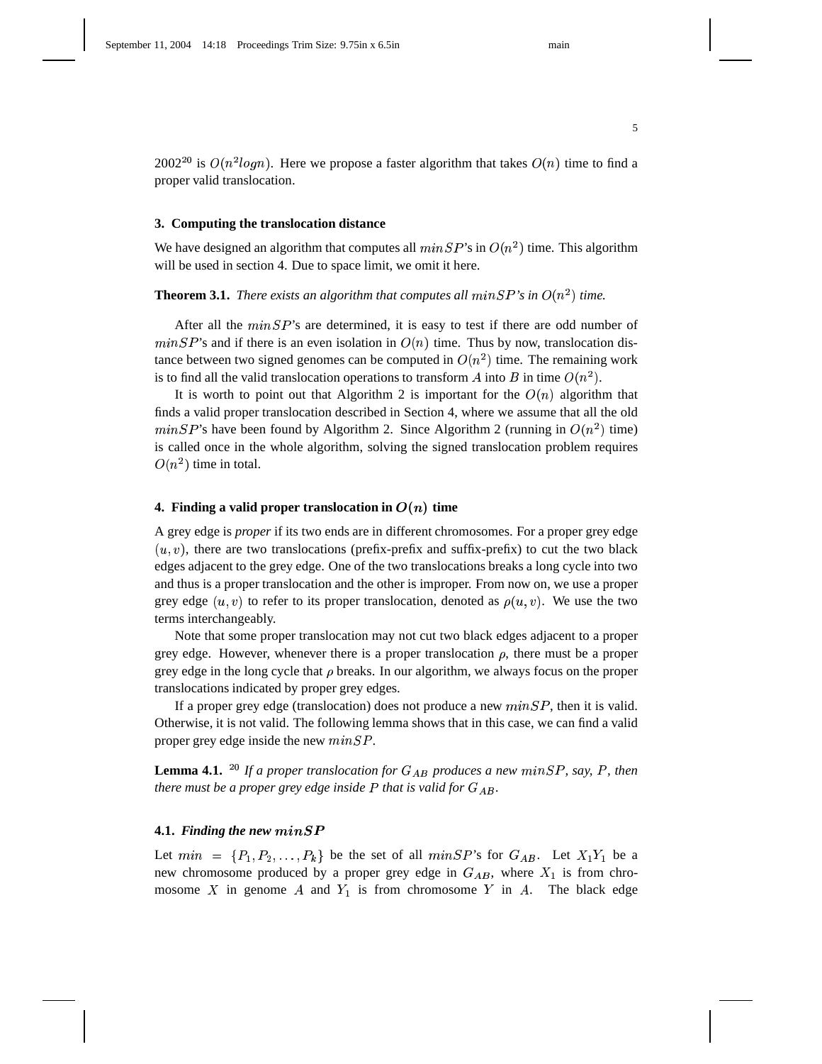2002[20] is $O(n^2 logn)$. Here we propose a faster algorithm that takes $O(n)$ time to find a proper valid translocation.

## 3. Computing the translocation distance

We have designed an algorithm that computes all $minSP$'s in $O(n^2)$ time. This algorithm will be used in section 4. Due to space limit, we omit it here.

**Theorem 3.1.** *There exists an algorithm that computes all $minSP$'s in $O(n^2)$ time.*

After all the $minSP$'s are determined, it is easy to test if there are odd number of $minSP$'s and if there is an even isolation in $O(n)$ time. Thus by now, translocation distance between two signed genomes can be computed in $O(n^2)$ time. The remaining work is to find all the valid translocation operations to transform $A$ into $B$ in time $O(n^2)$.

It is worth to point out that Algorithm 2 is important for the $O(n)$ algorithm that finds a valid proper translocation described in Section 4, where we assume that all the old $minSP$'s have been found by Algorithm 2. Since Algorithm 2 (running in $O(n^2)$ time) is called once in the whole algorithm, solving the signed translocation problem requires $O(n^2)$ time in total.

## 4. Finding a valid proper translocation in $O(n)$ time

A grey edge is *proper* if its two ends are in different chromosomes. For a proper grey edge $(u, v)$, there are two translocations (prefix-prefix and suffix-prefix) to cut the two black edges adjacent to the grey edge. One of the two translocations breaks a long cycle into two and thus is a proper translocation and the other is improper. From now on, we use a proper grey edge $(u, v)$ to refer to its proper translocation, denoted as $\rho(u, v)$. We use the two terms interchangeably.

Note that some proper translocation may not cut two black edges adjacent to a proper grey edge. However, whenever there is a proper translocation $\rho$, there must be a proper grey edge in the long cycle that $\rho$ breaks. In our algorithm, we always focus on the proper translocations indicated by proper grey edges.

If a proper grey edge (translocation) does not produce a new $minSP$, then it is valid. Otherwise, it is not valid. The following lemma shows that in this case, we can find a valid proper grey edge inside the new $minSP$.

**Lemma 4.1.** [20] *If a proper translocation for $G_{AB}$ produces a new $minSP$, say, $P$, then there must be a proper grey edge inside $P$ that is valid for $G_{AB}$.*

### 4.1. *Finding the new $minSP$*

Let $min = \{P_1, P_2, \ldots, P_k\}$ be the set of all $minSP$'s for $G_{AB}$. Let $X_1Y_1$ be a new chromosome produced by a proper grey edge in $G_{AB}$, where $X_1$ is from chromosome $X$ in genome $A$ and $Y_1$ is from chromosome $Y$ in $A$. The black edge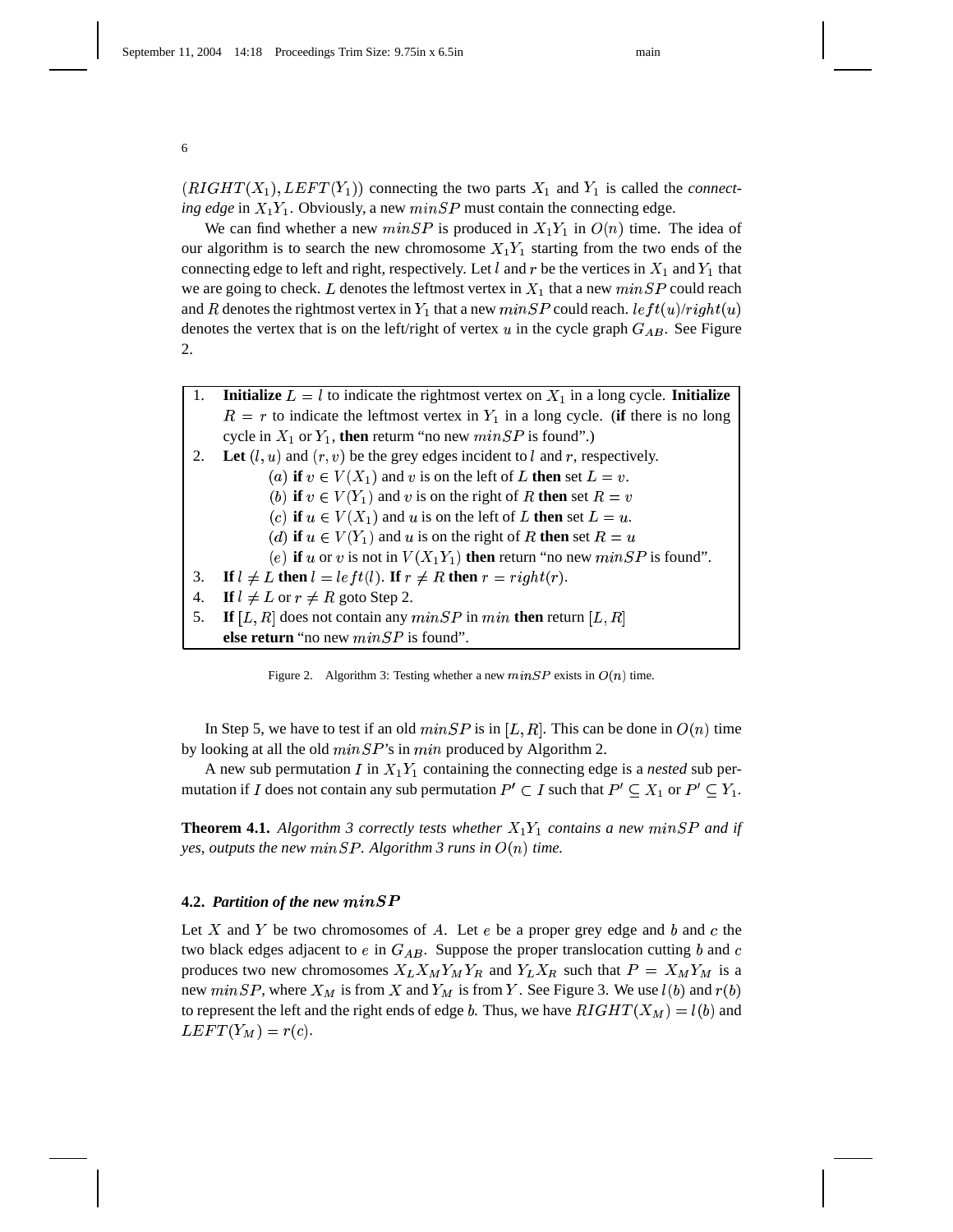$(RIGHT(X_1), LEFT(Y_1))$ connecting the two parts $X_1$ and $Y_1$ is called the *connecting edge* in $X_1Y_1$. Obviously, a new $minSP$ must contain the connecting edge.

We can find whether a new $minSP$ is produced in $X_1Y_1$ in $O(n)$ time. The idea of our algorithm is to search the new chromosome $X_1Y_1$ starting from the two ends of the connecting edge to left and right, respectively. Let $l$ and $r$ be the vertices in $X_1$ and $Y_1$ that we are going to check. $L$ denotes the leftmost vertex in $X_1$ that a new $minSP$ could reach and $R$ denotes the rightmost vertex in $Y_1$ that a new $minSP$ could reach. $left(u)$/$right(u)$ denotes the vertex that is on the left/right of vertex $u$ in the cycle graph $G_{AB}$. See Figure 2.

1. **Initialize** $L = l$ to indicate the rightmost vertex on $X_1$ in a long cycle. **Initialize** $R = r$ to indicate the leftmost vertex in $Y_1$ in a long cycle. (**if** there is no long cycle in $X_1$ or $Y_1$, **then** return "no new $minSP$ is found".)
2. **Let** $(l, u)$ and $(r, v)$ be the grey edges incident to $l$ and $r$, respectively.
   - $(a)$ **if** $v \in V(X_1)$ and $v$ is on the left of $L$ **then** set $L = v$.
   - $(b)$ **if** $v \in V(Y_1)$ and $v$ is on the right of $R$ **then** set $R = v$
   - $(c)$ **if** $u \in V(X_1)$ and $u$ is on the left of $L$ **then** set $L = u$.
   - $(d)$ **if** $u \in V(Y_1)$ and $u$ is on the right of $R$ **then** set $R = u$
   - $(e)$ **if** $u$ or $v$ is not in $V(X_1Y_1)$ **then** return "no new $minSP$ is found".
3. **If** $l \neq L$ **then** $l = left(l)$. **If** $r \neq R$ **then** $r = right(r)$.
4. **If** $l \neq L$ or $r \neq R$ goto Step 2.
5. **If** $[L, R]$ does not contain any $minSP$ in $min$ **then** return $[L, R]$ **else return** "no new $minSP$ is found".

Figure 2. Algorithm 3: Testing whether a new $minSP$ exists in $O(n)$ time.

In Step 5, we have to test if an old $minSP$ is in $[L, R]$. This can be done in $O(n)$ time by looking at all the old $minSP$'s in $min$ produced by Algorithm 2.

A new sub permutation $I$ in $X_1Y_1$ containing the connecting edge is a *nested* sub permutation if $I$ does not contain any sub permutation $P' \subset I$ such that $P' \subseteq X_1$ or $P' \subseteq Y_1$.

**Theorem 4.1.** *Algorithm 3 correctly tests whether $X_1Y_1$ contains a new $minSP$ and if yes, outputs the new $minSP$. Algorithm 3 runs in $O(n)$ time.*

### 4.2. *Partition of the new $minSP$*

Let $X$ and $Y$ be two chromosomes of $A$. Let $e$ be a proper grey edge and $b$ and $c$ the two black edges adjacent to $e$ in $G_{AB}$. Suppose the proper translocation cutting $b$ and $c$ produces two new chromosomes $X_LX_MY_MY_R$ and $Y_LX_R$ such that $P = X_MY_M$ is a new $minSP$, where $X_M$ is from $X$ and $Y_M$ is from $Y$. See Figure 3. We use $l(b)$ and $r(b)$ to represent the left and the right ends of edge $b$. Thus, we have $RIGHT(X_M) = l(b)$ and $LEFT(Y_M) = r(c)$.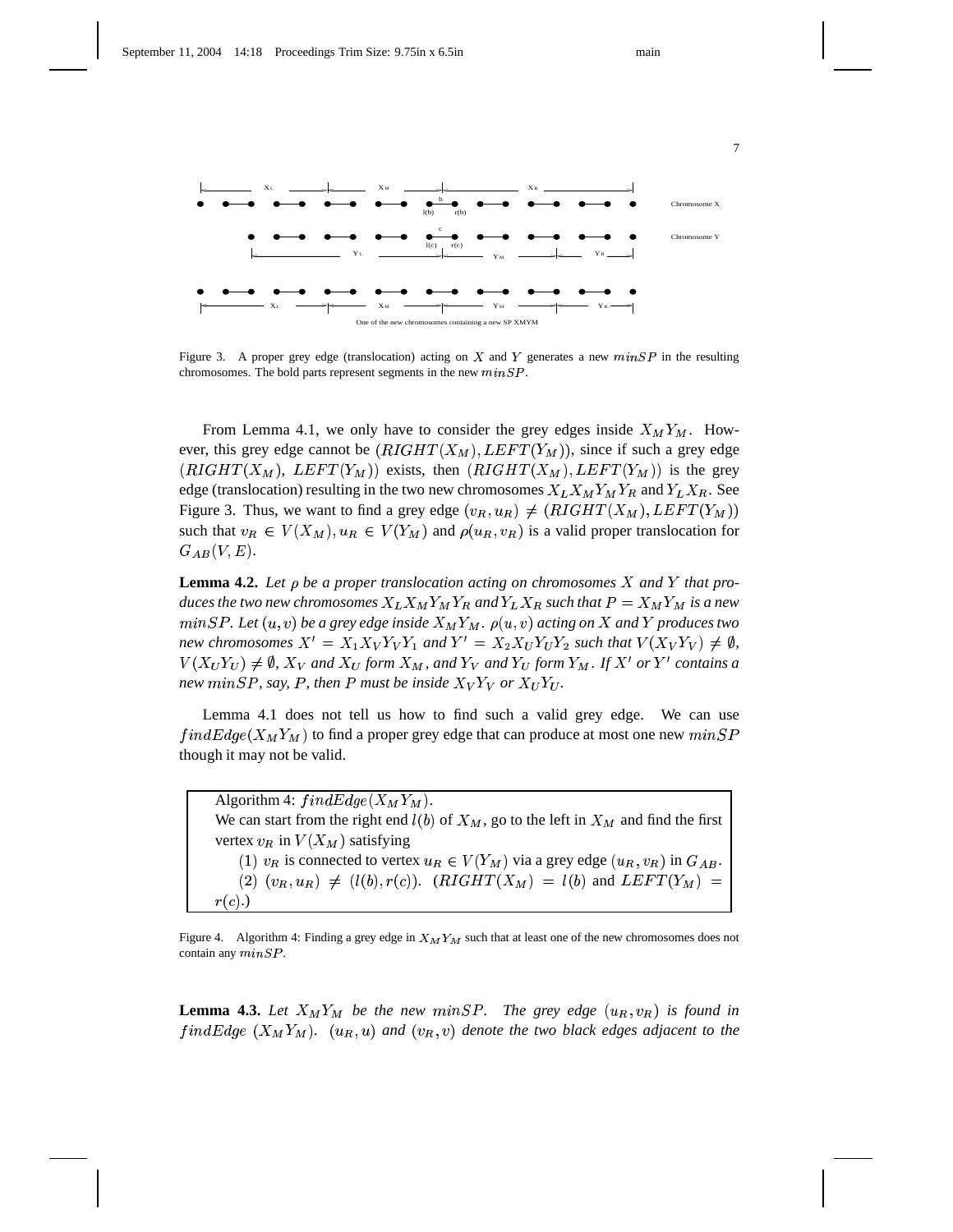Figure 3. A proper grey edge (translocation) acting on $X$ and $Y$ generates a new $minSP$ in the resulting chromosomes. The bold parts represent segments in the new $minSP$.

From Lemma 4.1, we only have to consider the grey edges inside $X_M Y_M$. However, this grey edge cannot be $(RIGHT(X_M), LEFT(Y_M))$, since if such a grey edge $(RIGHT(X_M), LEFT(Y_M))$ exists, then $(RIGHT(X_M), LEFT(Y_M))$ is the grey edge (translocation) resulting in the two new chromosomes $X_L X_M Y_M Y_R$ and $Y_L X_R$. See Figure 3. Thus, we want to find a grey edge $(v_R, u_R) \neq (RIGHT(X_M), LEFT(Y_M))$ such that $v_R \in V(X_M), u_R \in V(Y_M)$ and $\rho(u_R, v_R)$ is a valid proper translocation for $G_{AB}(V, E)$.

**Lemma 4.2.** *Let $\rho$ be a proper translocation acting on chromosomes $X$ and $Y$ that produces the two new chromosomes $X_L X_M Y_M Y_R$ and $Y_L X_R$ such that $P = X_M Y_M$ is a new $minSP$. Let $(u, v)$ be a grey edge inside $X_M Y_M$. $\rho(u, v)$ acting on $X$ and $Y$ produces two new chromosomes $X' = X_1 X_V Y_V Y_1$ and $Y' = X_2 X_U Y_U Y_2$ such that $V(X_V Y_V) \neq \emptyset$, $V(X_U Y_U) \neq \emptyset$, $X_V$ and $X_U$ form $X_M$, and $Y_V$ and $Y_U$ form $Y_M$. If $X'$ or $Y'$ contains a new $minSP$, say, $P$, then $P$ must be inside $X_V Y_V$ or $X_U Y_U$.*

Lemma 4.1 does not tell us how to find such a valid grey edge. We can use $findEdge(X_M Y_M)$ to find a proper grey edge that can produce at most one new $minSP$ though it may not be valid.

Algorithm 4: $findEdge(X_M Y_M)$.
We can start from the right end $l(b)$ of $X_M$, go to the left in $X_M$ and find the first vertex $v_R$ in $V(X_M)$ satisfying
(1) $v_R$ is connected to vertex $u_R \in V(Y_M)$ via a grey edge $(u_R, v_R)$ in $G_{AB}$.
(2) $(v_R, u_R) \neq (l(b), r(c))$. ($RIGHT(X_M) = l(b)$ and $LEFT(Y_M) = r(c)$.)

Figure 4. Algorithm 4: Finding a grey edge in $X_M Y_M$ such that at least one of the new chromosomes does not contain any $minSP$.

**Lemma 4.3.** *Let $X_M Y_M$ be the new $minSP$. The grey edge $(u_R, v_R)$ is found in $findEdge$ $(X_M Y_M)$. $(u_R, u)$ and $(v_R, v)$ denote the two black edges adjacent to the*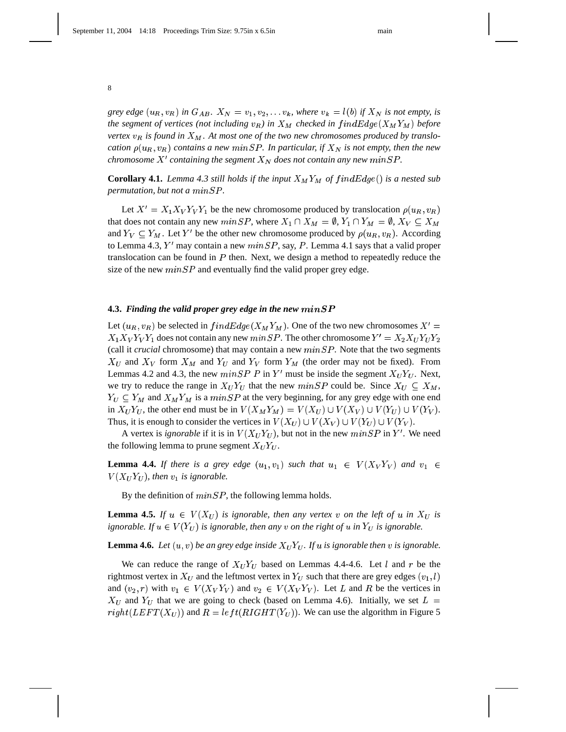*grey edge* $(u_R, v_R)$ *in* $G_{AB}$. $X_N = v_1, v_2, \ldots v_k$, *where* $v_k = l(b)$ *if* $X_N$ *is not empty, is the segment of vertices (not including* $v_R$*) in* $X_M$ *checked in* $findEdge(X_M Y_M)$ *before vertex* $v_R$ *is found in* $X_M$. *At most one of the two new chromosomes produced by translocation* $\rho(u_R, v_R)$ *contains a new* $minSP$. *In particular, if* $X_N$ *is not empty, then the new chromosome* $X'$ *containing the segment* $X_N$ *does not contain any new* $minSP$.

**Corollary 4.1.** *Lemma 4.3 still holds if the input* $X_M Y_M$ *of* $findEdge()$ *is a nested sub permutation, but not a* $minSP$.

Let $X' = X_1 X_V Y_V Y_1$ be the new chromosome produced by translocation $\rho(u_R, v_R)$ that does not contain any new $minSP$, where $X_1 \cap X_M = \emptyset$, $Y_1 \cap Y_M = \emptyset$, $X_V \subseteq X_M$ and $Y_V \subseteq Y_M$. Let $Y'$ be the other new chromosome produced by $\rho(u_R, v_R)$. According to Lemma 4.3, $Y'$ may contain a new $minSP$, say, $P$. Lemma 4.1 says that a valid proper translocation can be found in $P$ then. Next, we design a method to repeatedly reduce the size of the new $minSP$ and eventually find the valid proper grey edge.

### 4.3. *Finding the valid proper grey edge in the new* $minSP$

Let $(u_R, v_R)$ be selected in $findEdge(X_M Y_M)$. One of the two new chromosomes $X' = X_1 X_V Y_V Y_1$ does not contain any new $minSP$. The other chromosome $Y' = X_2 X_U Y_U Y_2$ (call it *crucial* chromosome) that may contain a new $minSP$. Note that the two segments $X_U$ and $X_V$ form $X_M$ and $Y_U$ and $Y_V$ form $Y_M$ (the order may not be fixed). From Lemmas 4.2 and 4.3, the new $minSP$ $P$ in $Y'$ must be inside the segment $X_U Y_U$. Next, we try to reduce the range in $X_U Y_U$ that the new $minSP$ could be. Since $X_U \subseteq X_M$, $Y_U \subseteq Y_M$ and $X_M Y_M$ is a $minSP$ at the very beginning, for any grey edge with one end in $X_U Y_U$, the other end must be in $V(X_M Y_M) = V(X_U) \cup V(X_V) \cup V(Y_U) \cup V(Y_V)$. Thus, it is enough to consider the vertices in $V(X_U) \cup V(X_V) \cup V(Y_U) \cup V(Y_V)$.

A vertex is *ignorable* if it is in $V(X_U Y_U)$, but not in the new $minSP$ in $Y'$. We need the following lemma to prune segment $X_U Y_U$.

**Lemma 4.4.** *If there is a grey edge* $(u_1, v_1)$ *such that* $u_1 \in V(X_V Y_V)$ *and* $v_1 \in V(X_U Y_U)$, *then* $v_1$ *is ignorable.*

By the definition of $minSP$, the following lemma holds.

**Lemma 4.5.** *If* $u \in V(X_U)$ *is ignorable, then any vertex* $v$ *on the left of* $u$ *in* $X_U$ *is ignorable. If* $u \in V(Y_U)$ *is ignorable, then any* $v$ *on the right of* $u$ *in* $Y_U$ *is ignorable.*

**Lemma 4.6.** *Let* $(u, v)$ *be an grey edge inside* $X_U Y_U$. *If* $u$ *is ignorable then* $v$ *is ignorable.*

We can reduce the range of $X_U Y_U$ based on Lemmas 4.4-4.6. Let $l$ and $r$ be the rightmost vertex in $X_U$ and the leftmost vertex in $Y_U$ such that there are grey edges $(v_1, l)$ and $(v_2, r)$ with $v_1 \in V(X_V Y_V)$ and $v_2 \in V(X_V Y_V)$. Let $L$ and $R$ be the vertices in $X_U$ and $Y_U$ that we are going to check (based on Lemma 4.6). Initially, we set $L = right(LEFT(X_U))$ and $R = left(RIGHT(Y_U))$. We can use the algorithm in Figure 5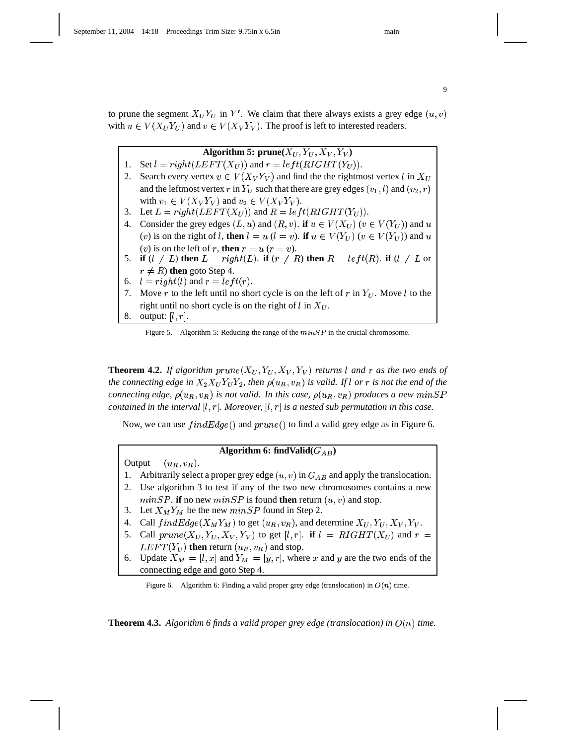to prune the segment $X_U Y_U$ in $Y'$. We claim that there always exists a grey edge $(u, v)$ with $u \in V(X_U Y_U)$ and $v \in V(X_V Y_V)$. The proof is left to interested readers.

**Algorithm 5: prune($X_U, Y_U, X_V, Y_V$)**

1. Set $l = right(LEFT(X_U))$ and $r = left(RIGHT(Y_U))$.
2. Search every vertex $v \in V(X_V Y_V)$ and find the the rightmost vertex $l$ in $X_U$ and the leftmost vertex $r$ in $Y_U$ such that there are grey edges $(v_1, l)$ and $(v_2, r)$ with $v_1 \in V(X_V Y_V)$ and $v_2 \in V(X_V Y_V)$.
3. Let $L = right(LEFT(X_U))$ and $R = left(RIGHT(Y_U))$.
4. Consider the grey edges $(L, u)$ and $(R, v)$. **if** $u \in V(X_U)$ ($v \in V(Y_U)$) and $u$ ($v$) is on the right of $l$, **then** $l = u$ ($l = v$). **if** $u \in V(Y_U)$ ($v \in V(Y_U)$) and $u$ ($v$) is on the left of $r$, **then** $r = u$ ($r = v$).
5. **if** ($l \neq L$) **then** $L = right(L)$. **if** ($r \neq R$) **then** $R = left(R)$. **if** ($l \neq L$ or $r \neq R$) **then** goto Step 4.
6. $l = right(l)$ and $r = left(r)$.
7. Move $r$ to the left until no short cycle is on the left of $r$ in $Y_U$. Move $l$ to the right until no short cycle is on the right of $l$ in $X_U$.
8. output: $[l, r]$.

Figure 5. Algorithm 5: Reducing the range of the $minSP$ in the crucial chromosome.

**Theorem 4.2.** *If algorithm $prune(X_U, Y_U, X_V, Y_V)$ returns $l$ and $r$ as the two ends of the connecting edge in $X_2 X_U Y_U Y_2$, then $\rho(u_R, v_R)$ is valid. If $l$ or $r$ is not the end of the connecting edge, $\rho(u_R, v_R)$ is not valid. In this case, $\rho(u_R, v_R)$ produces a new $minSP$ contained in the interval $[l, r]$. Moreover, $[l, r]$ is a nested sub permutation in this case.*

Now, we can use $findEdge()$ and $prune()$ to find a valid grey edge as in Figure 6.

**Algorithm 6: findValid($G_{AB}$)**

Output $(u_R, v_R)$.

1. Arbitrarily select a proper grey edge $(u, v)$ in $G_{AB}$ and apply the translocation.
2. Use algorithm 3 to test if any of the two new chromosomes contains a new $minSP$. **if** no new $minSP$ is found **then** return $(u, v)$ and stop.
3. Let $X_M Y_M$ be the new $minSP$ found in Step 2.
4. Call $findEdge(X_M Y_M)$ to get $(u_R, v_R)$, and determine $X_U, Y_U, X_V, Y_V$.
5. Call $prune(X_U, Y_U, X_V, Y_V)$ to get $[l, r]$. **if** $l = RIGHT(X_U)$ and $r = LEFT(Y_U)$ **then** return $(u_R, v_R)$ and stop.
6. Update $X_M = [l, x]$ and $Y_M = [y, r]$, where $x$ and $y$ are the two ends of the connecting edge and goto Step 4.

Figure 6. Algorithm 6: Finding a valid proper grey edge (translocation) in $O(n)$ time.

**Theorem 4.3.** *Algorithm 6 finds a valid proper grey edge (translocation) in $O(n)$ time.*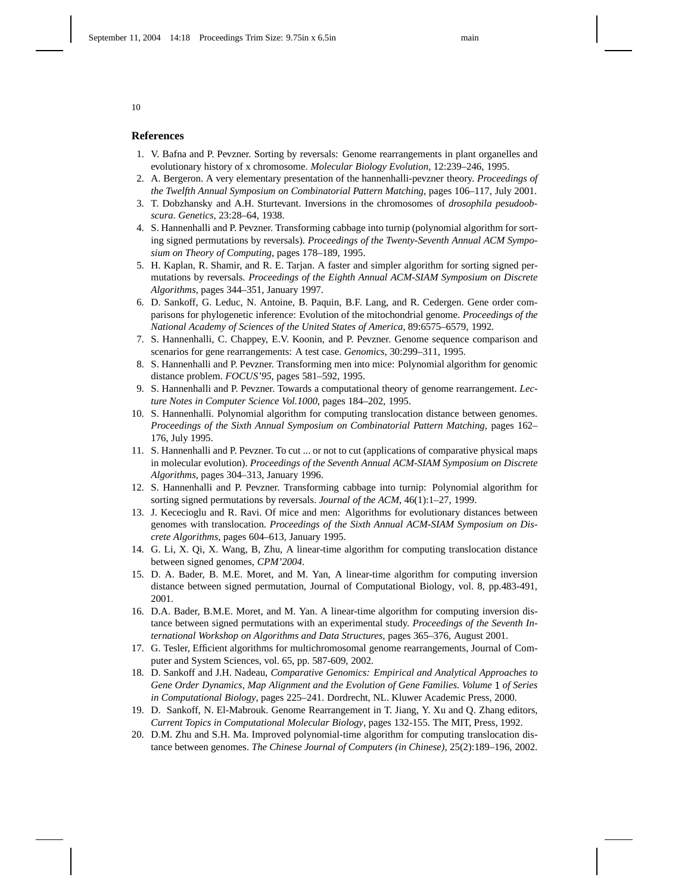## References

1. V. Bafna and P. Pevzner. Sorting by reversals: Genome rearrangements in plant organelles and evolutionary history of x chromosome. *Molecular Biology Evolution*, 12:239–246, 1995.
2. A. Bergeron. A very elementary presentation of the hannenhalli-pevzner theory. *Proceedings of the Twelfth Annual Symposium on Combinatorial Pattern Matching*, pages 106–117, July 2001.
3. T. Dobzhansky and A.H. Sturtevant. Inversions in the chromosomes of *drosophila pesudoobscura*. *Genetics*, 23:28–64, 1938.
4. S. Hannenhalli and P. Pevzner. Transforming cabbage into turnip (polynomial algorithm for sorting signed permutations by reversals). *Proceedings of the Twenty-Seventh Annual ACM Symposium on Theory of Computing*, pages 178–189, 1995.
5. H. Kaplan, R. Shamir, and R. E. Tarjan. A faster and simpler algorithm for sorting signed permutations by reversals. *Proceedings of the Eighth Annual ACM-SIAM Symposium on Discrete Algorithms*, pages 344–351, January 1997.
6. D. Sankoff, G. Leduc, N. Antoine, B. Paquin, B.F. Lang, and R. Cedergen. Gene order comparisons for phylogenetic inference: Evolution of the mitochondrial genome. *Proceedings of the National Academy of Sciences of the United States of America*, 89:6575–6579, 1992.
7. S. Hannenhalli, C. Chappey, E.V. Koonin, and P. Pevzner. Genome sequence comparison and scenarios for gene rearrangements: A test case. *Genomics*, 30:299–311, 1995.
8. S. Hannenhalli and P. Pevzner. Transforming men into mice: Polynomial algorithm for genomic distance problem. *FOCUS'95*, pages 581–592, 1995.
9. S. Hannenhalli and P. Pevzner. Towards a computational theory of genome rearrangement. *Lecture Notes in Computer Science Vol.1000*, pages 184–202, 1995.
10. S. Hannenhalli. Polynomial algorithm for computing translocation distance between genomes. *Proceedings of the Sixth Annual Symposium on Combinatorial Pattern Matching*, pages 162–176, July 1995.
11. S. Hannenhalli and P. Pevzner. To cut ... or not to cut (applications of comparative physical maps in molecular evolution). *Proceedings of the Seventh Annual ACM-SIAM Symposium on Discrete Algorithms*, pages 304–313, January 1996.
12. S. Hannenhalli and P. Pevzner. Transforming cabbage into turnip: Polynomial algorithm for sorting signed permutations by reversals. *Journal of the ACM*, 46(1):1–27, 1999.
13. J. Kececioglu and R. Ravi. Of mice and men: Algorithms for evolutionary distances between genomes with translocation. *Proceedings of the Sixth Annual ACM-SIAM Symposium on Discrete Algorithms*, pages 604–613, January 1995.
14. G. Li, X. Qi, X. Wang, B, Zhu, A linear-time algorithm for computing translocation distance between signed genomes, *CPM'2004*.
15. D. A. Bader, B. M.E. Moret, and M. Yan, A linear-time algorithm for computing inversion distance between signed permutation, Journal of Computational Biology, vol. 8, pp.483-491, 2001.
16. D.A. Bader, B.M.E. Moret, and M. Yan. A linear-time algorithm for computing inversion distance between signed permutations with an experimental study. *Proceedings of the Seventh International Workshop on Algorithms and Data Structures*, pages 365–376, August 2001.
17. G. Tesler, Efficient algorithms for multichromosomal genome rearrangements, Journal of Computer and System Sciences, vol. 65, pp. 587-609, 2002.
18. D. Sankoff and J.H. Nadeau, *Comparative Genomics: Empirical and Analytical Approaches to Gene Order Dynamics, Map Alignment and the Evolution of Gene Families. Volume* 1 *of Series in Computational Biology*, pages 225–241. Dordrecht, NL. Kluwer Academic Press, 2000.
19. D. Sankoff, N. El-Mabrouk. Genome Rearrangement in T. Jiang, Y. Xu and Q. Zhang editors, *Current Topics in Computational Molecular Biology*, pages 132-155. The MIT, Press, 1992.
20. D.M. Zhu and S.H. Ma. Improved polynomial-time algorithm for computing translocation distance between genomes. *The Chinese Journal of Computers (in Chinese)*, 25(2):189–196, 2002.